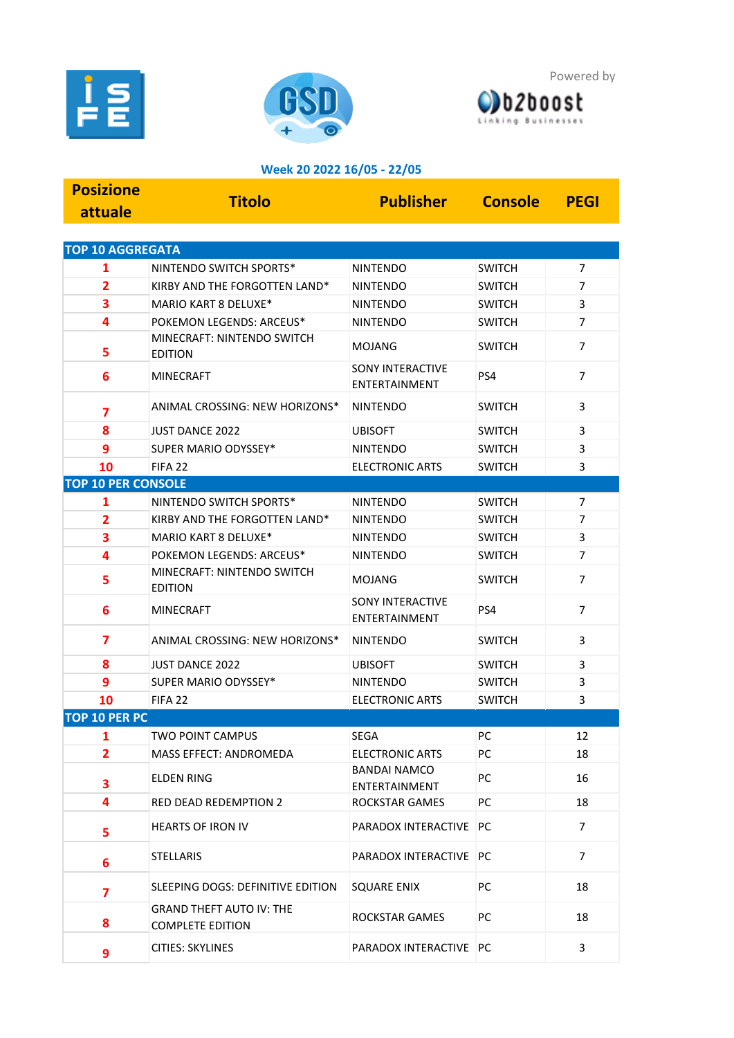Powered by b2boost Linking Businesses

**Week 20 2022 16/05 - 22/05**

| Posizione attuale | Titolo | Publisher | Console | PEGI |
|---|---|---|---|---|
| **TOP 10 AGGREGATA** | | | | |
| 1 | NINTENDO SWITCH SPORTS* | NINTENDO | SWITCH | 7 |
| 2 | KIRBY AND THE FORGOTTEN LAND* | NINTENDO | SWITCH | 7 |
| 3 | MARIO KART 8 DELUXE* | NINTENDO | SWITCH | 3 |
| 4 | POKEMON LEGENDS: ARCEUS* | NINTENDO | SWITCH | 7 |
| 5 | MINECRAFT: NINTENDO SWITCH EDITION | MOJANG | SWITCH | 7 |
| 6 | MINECRAFT | SONY INTERACTIVE ENTERTAINMENT | PS4 | 7 |
| 7 | ANIMAL CROSSING: NEW HORIZONS* | NINTENDO | SWITCH | 3 |
| 8 | JUST DANCE 2022 | UBISOFT | SWITCH | 3 |
| 9 | SUPER MARIO ODYSSEY* | NINTENDO | SWITCH | 3 |
| 10 | FIFA 22 | ELECTRONIC ARTS | SWITCH | 3 |
| **TOP 10 PER CONSOLE** | | | | |
| 1 | NINTENDO SWITCH SPORTS* | NINTENDO | SWITCH | 7 |
| 2 | KIRBY AND THE FORGOTTEN LAND* | NINTENDO | SWITCH | 7 |
| 3 | MARIO KART 8 DELUXE* | NINTENDO | SWITCH | 3 |
| 4 | POKEMON LEGENDS: ARCEUS* | NINTENDO | SWITCH | 7 |
| 5 | MINECRAFT: NINTENDO SWITCH EDITION | MOJANG | SWITCH | 7 |
| 6 | MINECRAFT | SONY INTERACTIVE ENTERTAINMENT | PS4 | 7 |
| 7 | ANIMAL CROSSING: NEW HORIZONS* | NINTENDO | SWITCH | 3 |
| 8 | JUST DANCE 2022 | UBISOFT | SWITCH | 3 |
| 9 | SUPER MARIO ODYSSEY* | NINTENDO | SWITCH | 3 |
| 10 | FIFA 22 | ELECTRONIC ARTS | SWITCH | 3 |
| **TOP 10 PER PC** | | | | |
| 1 | TWO POINT CAMPUS | SEGA | PC | 12 |
| 2 | MASS EFFECT: ANDROMEDA | ELECTRONIC ARTS | PC | 18 |
| 3 | ELDEN RING | BANDAI NAMCO ENTERTAINMENT | PC | 16 |
| 4 | RED DEAD REDEMPTION 2 | ROCKSTAR GAMES | PC | 18 |
| 5 | HEARTS OF IRON IV | PARADOX INTERACTIVE | PC | 7 |
| 6 | STELLARIS | PARADOX INTERACTIVE | PC | 7 |
| 7 | SLEEPING DOGS: DEFINITIVE EDITION | SQUARE ENIX | PC | 18 |
| 8 | GRAND THEFT AUTO IV: THE COMPLETE EDITION | ROCKSTAR GAMES | PC | 18 |
| 9 | CITIES: SKYLINES | PARADOX INTERACTIVE | PC | 3 |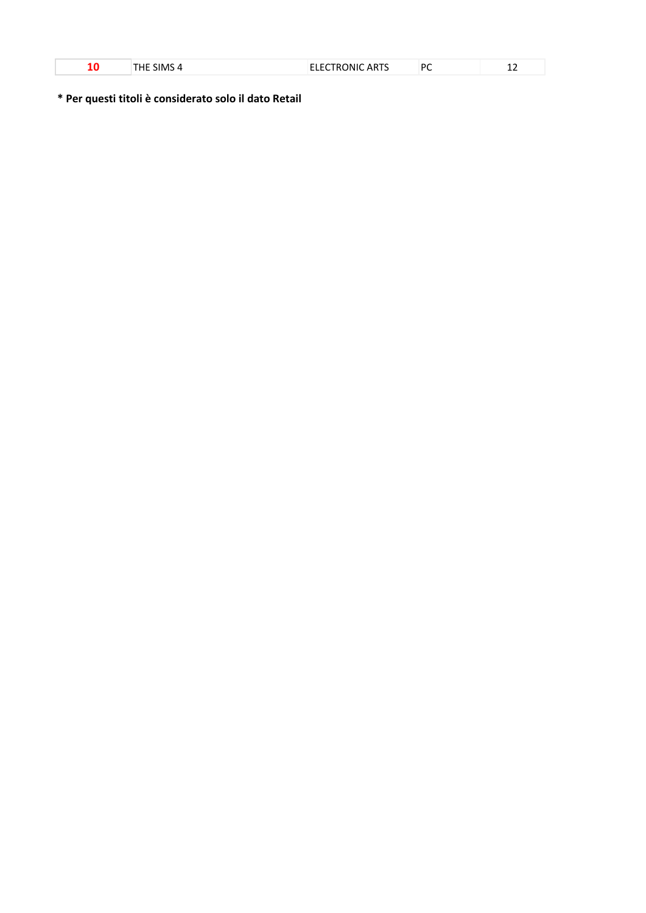| | | | | |
|---|---|---|---|---|
| **10** | THE SIMS 4 | ELECTRONIC ARTS | PC | 12 |

**\* Per questi titoli è considerato solo il dato Retail**